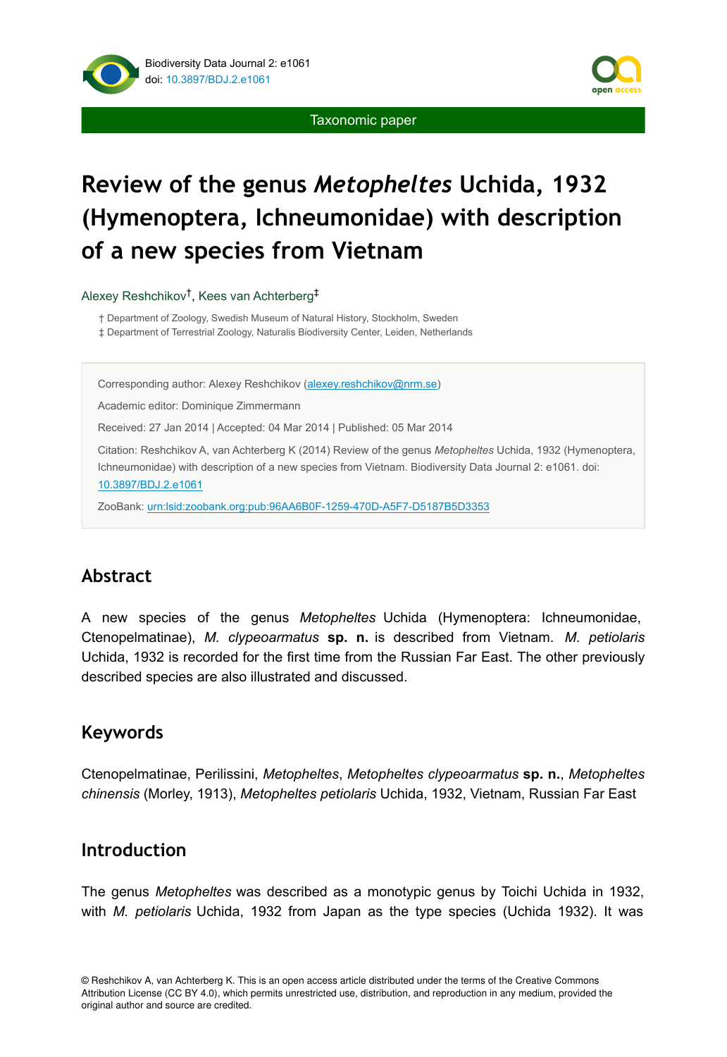Taxonomic paper

# Review of the genus *Metopheltes* Uchida, 1932 (Hymenoptera, Ichneumonidae) with description of a new species from Vietnam

Alexey Reshchikov[†], Kees van Achterberg[‡]

† Department of Zoology, Swedish Museum of Natural History, Stockholm, Sweden
‡ Department of Terrestrial Zoology, Naturalis Biodiversity Center, Leiden, Netherlands

Corresponding author: Alexey Reshchikov (alexey.reshchikov@nrm.se)

Academic editor: Dominique Zimmermann

Received: 27 Jan 2014 | Accepted: 04 Mar 2014 | Published: 05 Mar 2014

Citation: Reshchikov A, van Achterberg K (2014) Review of the genus *Metopheltes* Uchida, 1932 (Hymenoptera, Ichneumonidae) with description of a new species from Vietnam. Biodiversity Data Journal 2: e1061. doi: 10.3897/BDJ.2.e1061

ZooBank: urn:lsid:zoobank.org:pub:96AA6B0F-1259-470D-A5F7-D5187B5D3353

## Abstract

A new species of the genus *Metopheltes* Uchida (Hymenoptera: Ichneumonidae, Ctenopelmatinae), *M. clypeoarmatus* **sp. n.** is described from Vietnam. *M. petiolaris* Uchida, 1932 is recorded for the first time from the Russian Far East. The other previously described species are also illustrated and discussed.

## Keywords

Ctenopelmatinae, Perilissini, *Metopheltes*, *Metopheltes clypeoarmatus* **sp. n.**, *Metopheltes chinensis* (Morley, 1913), *Metopheltes petiolaris* Uchida, 1932, Vietnam, Russian Far East

## Introduction

The genus *Metopheltes* was described as a monotypic genus by Toichi Uchida in 1932, with *M. petiolaris* Uchida, 1932 from Japan as the type species (Uchida 1932). It was

© Reshchikov A, van Achterberg K. This is an open access article distributed under the terms of the Creative Commons Attribution License (CC BY 4.0), which permits unrestricted use, distribution, and reproduction in any medium, provided the original author and source are credited.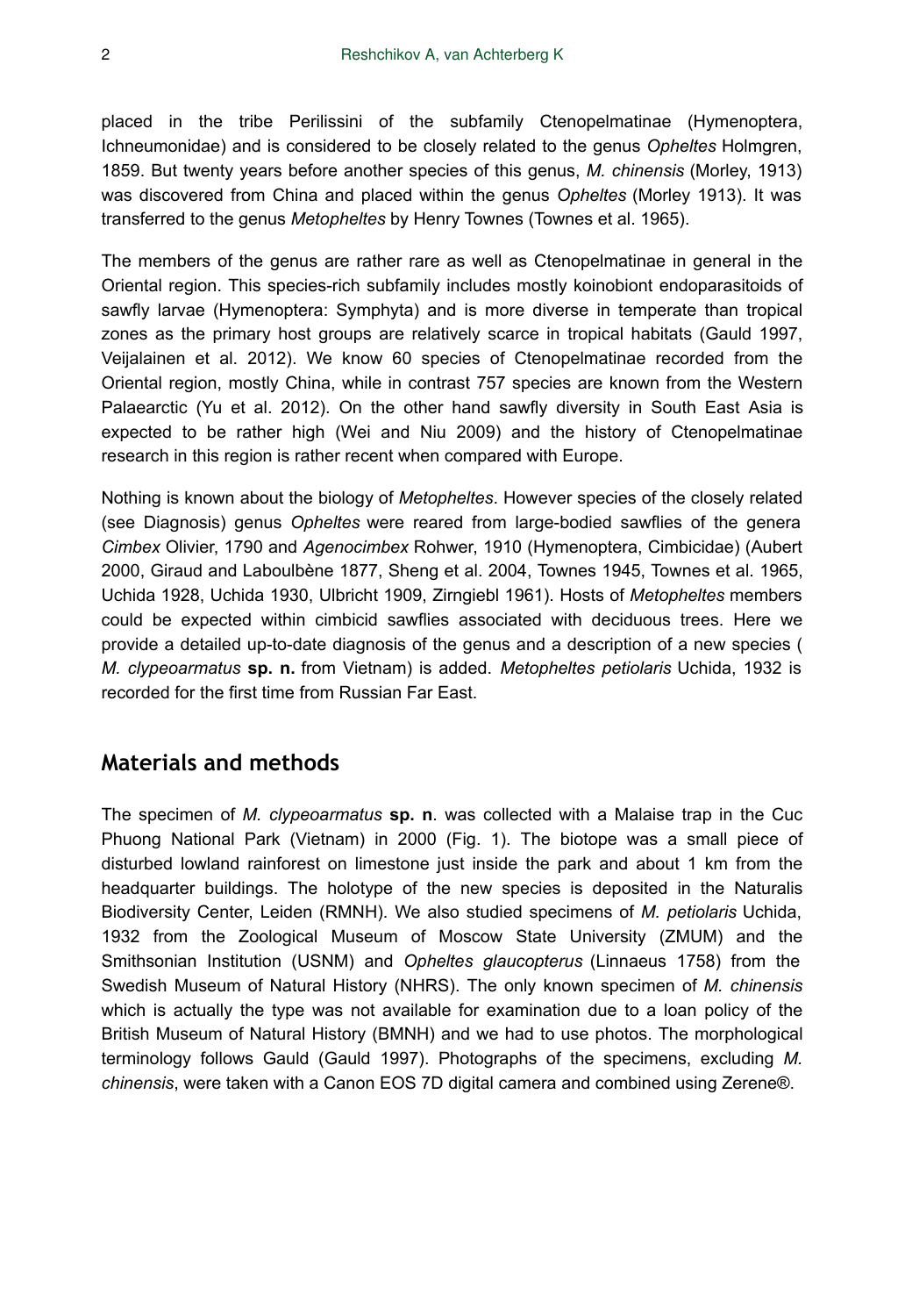placed in the tribe Perilissini of the subfamily Ctenopelmatinae (Hymenoptera, Ichneumonidae) and is considered to be closely related to the genus *Opheltes* Holmgren, 1859. But twenty years before another species of this genus, *M. chinensis* (Morley, 1913) was discovered from China and placed within the genus *Opheltes* (Morley 1913). It was transferred to the genus *Metopheltes* by Henry Townes (Townes et al. 1965).

The members of the genus are rather rare as well as Ctenopelmatinae in general in the Oriental region. This species-rich subfamily includes mostly koinobiont endoparasitoids of sawfly larvae (Hymenoptera: Symphyta) and is more diverse in temperate than tropical zones as the primary host groups are relatively scarce in tropical habitats (Gauld 1997, Veijalainen et al. 2012). We know 60 species of Ctenopelmatinae recorded from the Oriental region, mostly China, while in contrast 757 species are known from the Western Palaearctic (Yu et al. 2012). On the other hand sawfly diversity in South East Asia is expected to be rather high (Wei and Niu 2009) and the history of Ctenopelmatinae research in this region is rather recent when compared with Europe.

Nothing is known about the biology of *Metopheltes*. However species of the closely related (see Diagnosis) genus *Opheltes* were reared from large-bodied sawflies of the genera *Cimbex* Olivier, 1790 and *Agenocimbex* Rohwer, 1910 (Hymenoptera, Cimbicidae) (Aubert 2000, Giraud and Laboulbène 1877, Sheng et al. 2004, Townes 1945, Townes et al. 1965, Uchida 1928, Uchida 1930, Ulbricht 1909, Zirngiebl 1961). Hosts of *Metopheltes* members could be expected within cimbicid sawflies associated with deciduous trees. Here we provide a detailed up-to-date diagnosis of the genus and a description of a new species ( *M. clypeoarmatus* **sp. n.** from Vietnam) is added. *Metopheltes petiolaris* Uchida, 1932 is recorded for the first time from Russian Far East.

## Materials and methods

The specimen of *M. clypeoarmatus* **sp. n**. was collected with a Malaise trap in the Cuc Phuong National Park (Vietnam) in 2000 (Fig. 1). The biotope was a small piece of disturbed lowland rainforest on limestone just inside the park and about 1 km from the headquarter buildings. The holotype of the new species is deposited in the Naturalis Biodiversity Center, Leiden (RMNH). We also studied specimens of *M. petiolaris* Uchida, 1932 from the Zoological Museum of Moscow State University (ZMUM) and the Smithsonian Institution (USNM) and *Opheltes glaucopterus* (Linnaeus 1758) from the Swedish Museum of Natural History (NHRS). The only known specimen of *M. chinensis* which is actually the type was not available for examination due to a loan policy of the British Museum of Natural History (BMNH) and we had to use photos. The morphological terminology follows Gauld (Gauld 1997). Photographs of the specimens, excluding *M. chinensis*, were taken with a Canon EOS 7D digital camera and combined using Zerene®.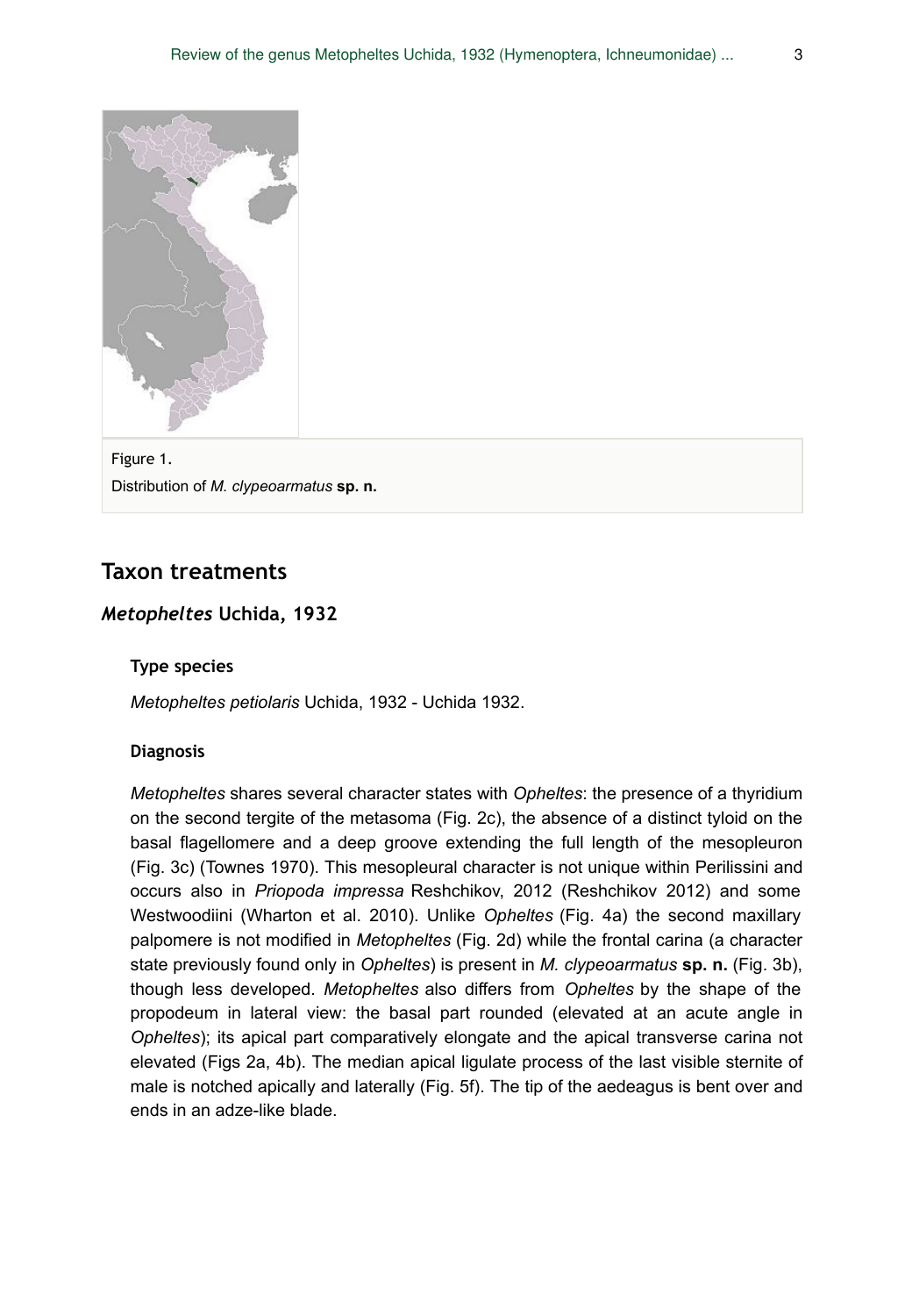Figure 1.
Distribution of *M. clypeoarmatus* **sp. n.**

## Taxon treatments

### *Metopheltes* Uchida, 1932

#### Type species

*Metopheltes petiolaris* Uchida, 1932 - Uchida 1932.

#### Diagnosis

*Metopheltes* shares several character states with *Opheltes*: the presence of a thyridium on the second tergite of the metasoma (Fig. 2c), the absence of a distinct tyloid on the basal flagellomere and a deep groove extending the full length of the mesopleuron (Fig. 3c) (Townes 1970). This mesopleural character is not unique within Perilissini and occurs also in *Priopoda impressa* Reshchikov, 2012 (Reshchikov 2012) and some Westwoodiini (Wharton et al. 2010). Unlike *Opheltes* (Fig. 4a) the second maxillary palpomere is not modified in *Metopheltes* (Fig. 2d) while the frontal carina (a character state previously found only in *Opheltes*) is present in *M. clypeoarmatus* **sp. n.** (Fig. 3b), though less developed. *Metopheltes* also differs from *Opheltes* by the shape of the propodeum in lateral view: the basal part rounded (elevated at an acute angle in *Opheltes*); its apical part comparatively elongate and the apical transverse carina not elevated (Figs 2a, 4b). The median apical ligulate process of the last visible sternite of male is notched apically and laterally (Fig. 5f). The tip of the aedeagus is bent over and ends in an adze-like blade.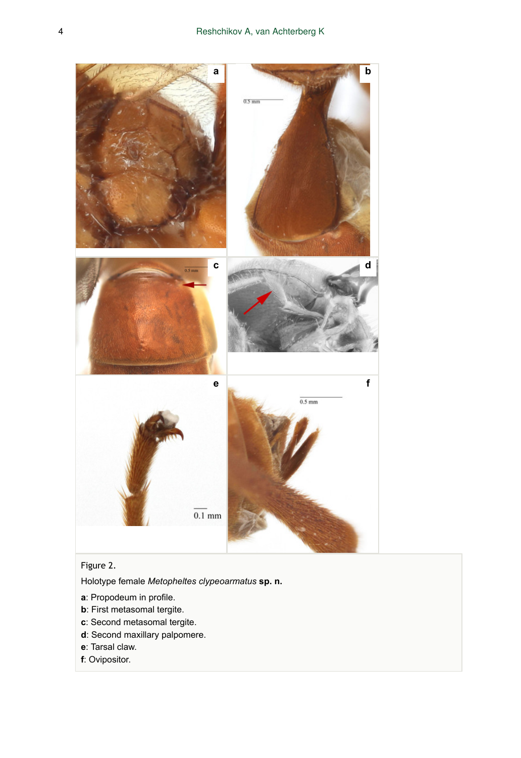Figure 2.

Holotype female *Metopheltes clypeoarmatus* **sp. n.**

**a**: Propodeum in profile.
**b**: First metasomal tergite.
**c**: Second metasomal tergite.
**d**: Second maxillary palpomere.
**e**: Tarsal claw.
**f**: Ovipositor.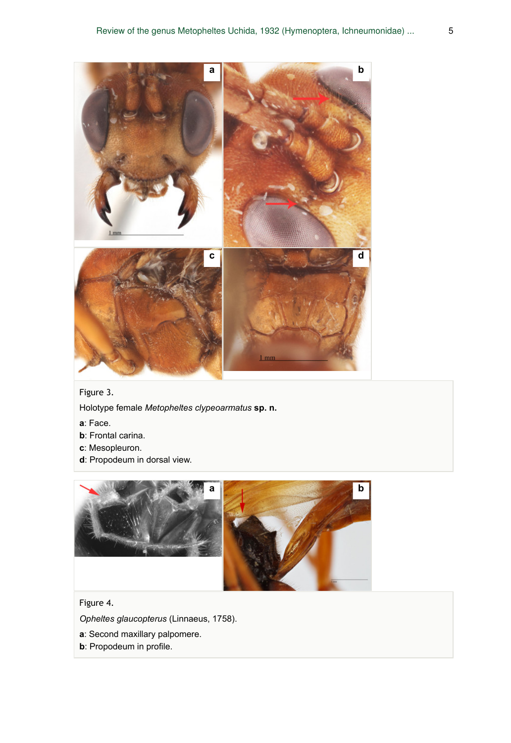Figure 3.

Holotype female *Metopheltes clypeoarmatus* **sp. n.**

**a**: Face.

**b**: Frontal carina.

**c**: Mesopleuron.

**d**: Propodeum in dorsal view.

Figure 4.

*Opheltes glaucopterus* (Linnaeus, 1758).

**a**: Second maxillary palpomere.

**b**: Propodeum in profile.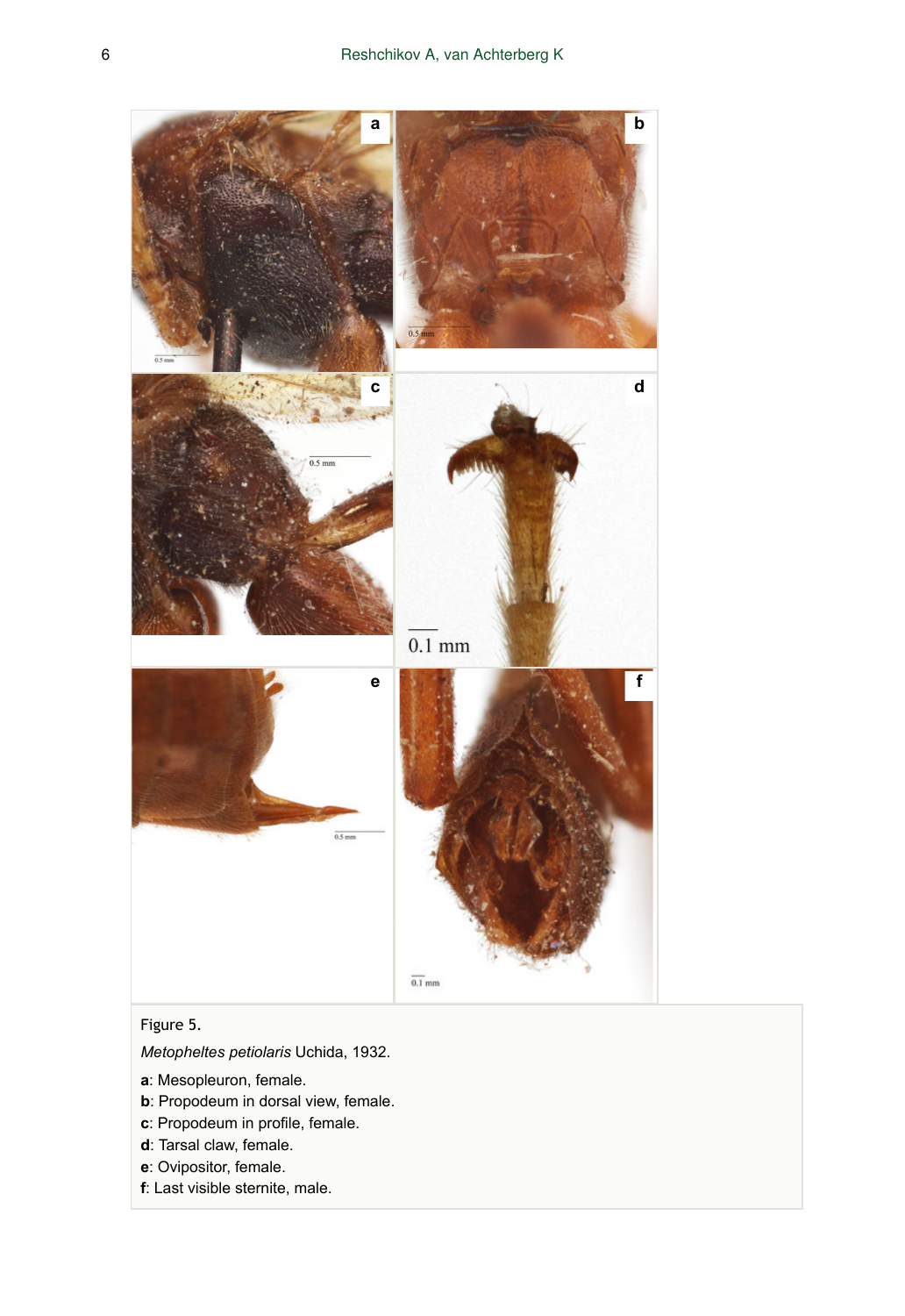Figure 5.

*Metopheltes petiolaris* Uchida, 1932.

**a**: Mesopleuron, female.
**b**: Propodeum in dorsal view, female.
**c**: Propodeum in profile, female.
**d**: Tarsal claw, female.
**e**: Ovipositor, female.
**f**: Last visible sternite, male.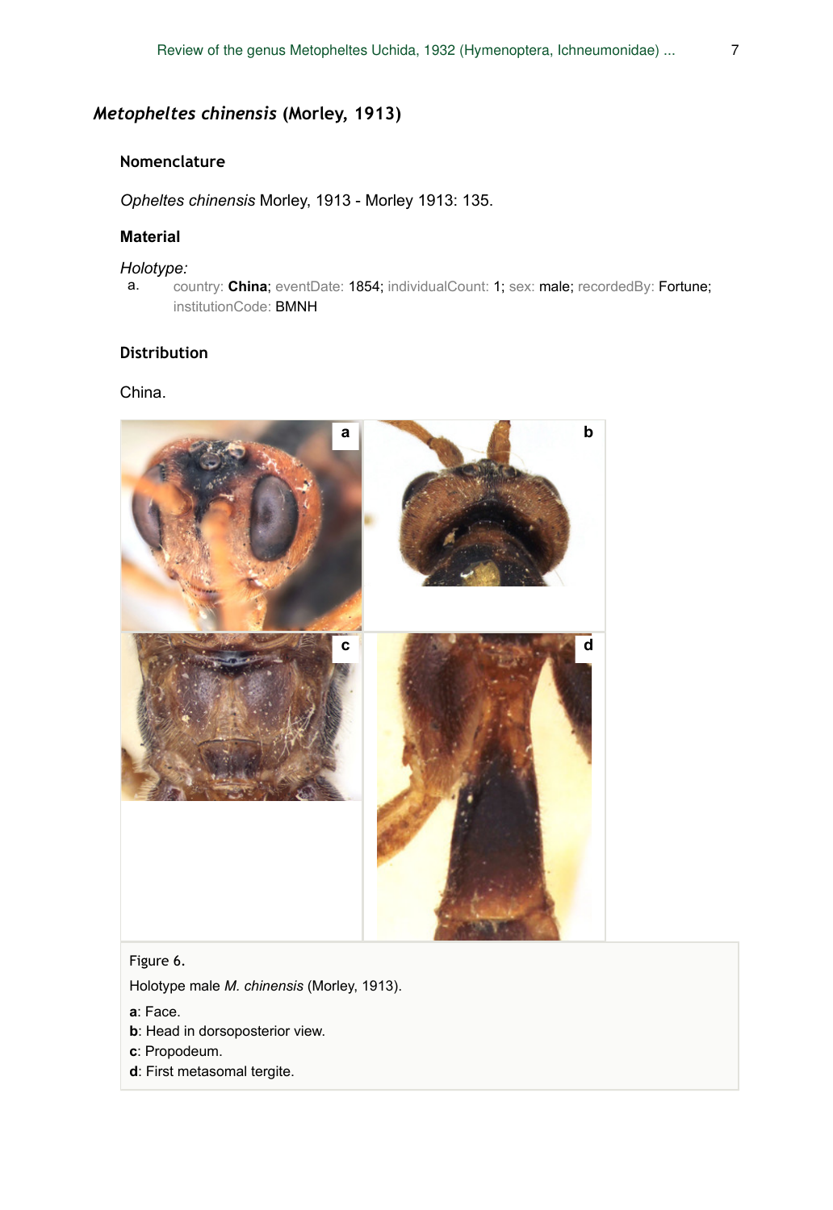## *Metopheltes chinensis* (Morley, 1913)

### Nomenclature

*Opheltes chinensis* Morley, 1913 - Morley 1913: 135.

### Material

*Holotype:*

a. country: **China**; eventDate: 1854; individualCount: 1; sex: male; recordedBy: Fortune; institutionCode: BMNH

### Distribution

China.

Figure 6.

Holotype male *M. chinensis* (Morley, 1913).

**a**: Face.

**b**: Head in dorsoposterior view.

**c**: Propodeum.

**d**: First metasomal tergite.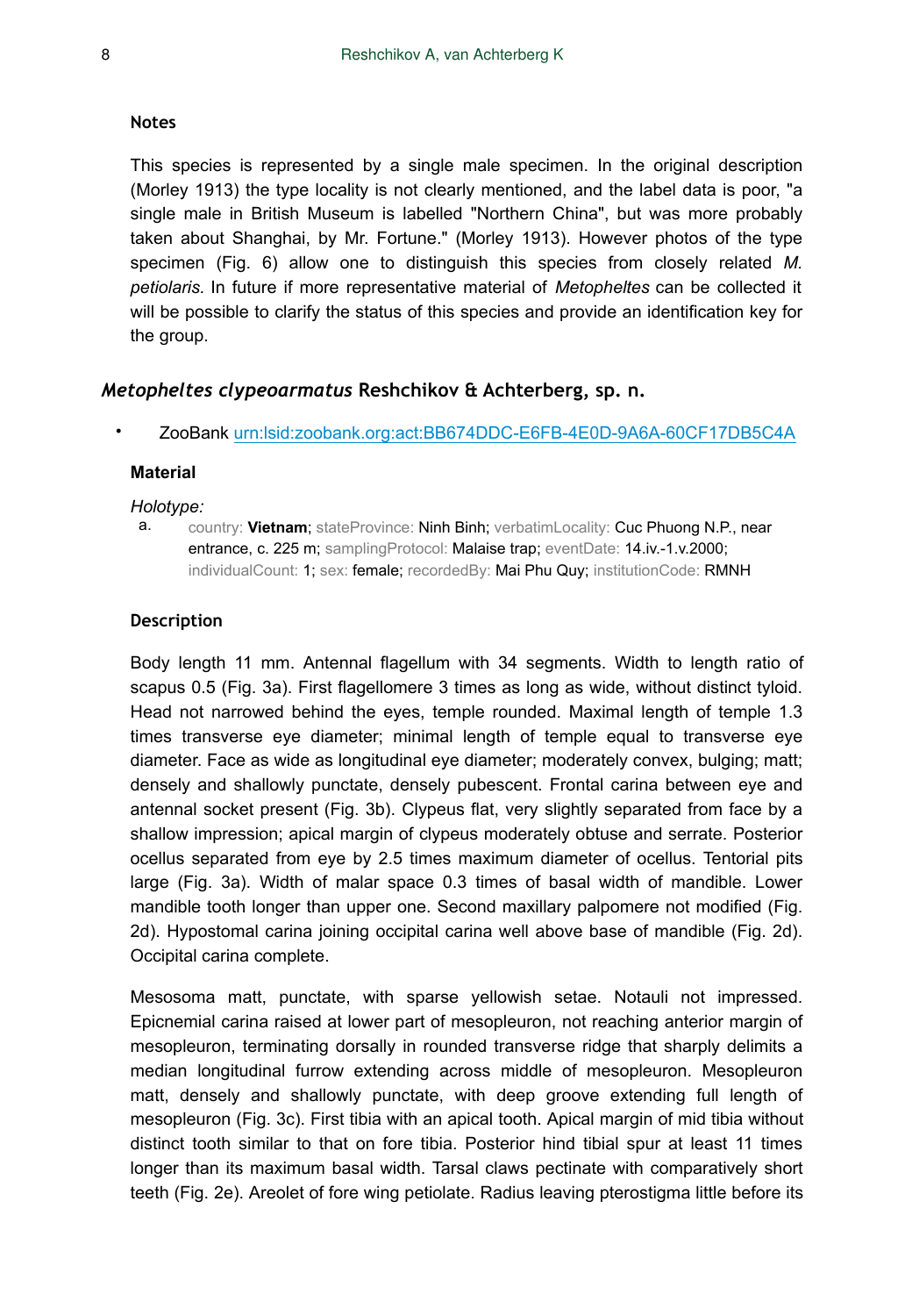### Notes

This species is represented by a single male specimen. In the original description (Morley 1913) the type locality is not clearly mentioned, and the label data is poor, "a single male in British Museum is labelled "Northern China", but was more probably taken about Shanghai, by Mr. Fortune." (Morley 1913). However photos of the type specimen (Fig. 6) allow one to distinguish this species from closely related *M. petiolaris.* In future if more representative material of *Metopheltes* can be collected it will be possible to clarify the status of this species and provide an identification key for the group.

## *Metopheltes clypeoarmatus* Reshchikov & Achterberg, sp. n.

- ZooBank urn:lsid:zoobank.org:act:BB674DDC-E6FB-4E0D-9A6A-60CF17DB5C4A

### Material

*Holotype:*

a. country: **Vietnam**; stateProvince: Ninh Binh; verbatimLocality: Cuc Phuong N.P., near entrance, c. 225 m; samplingProtocol: Malaise trap; eventDate: 14.iv.-1.v.2000; individualCount: 1; sex: female; recordedBy: Mai Phu Quy; institutionCode: RMNH

### Description

Body length 11 mm. Antennal flagellum with 34 segments. Width to length ratio of scapus 0.5 (Fig. 3a). First flagellomere 3 times as long as wide, without distinct tyloid. Head not narrowed behind the eyes, temple rounded. Maximal length of temple 1.3 times transverse eye diameter; minimal length of temple equal to transverse eye diameter. Face as wide as longitudinal eye diameter; moderately convex, bulging; matt; densely and shallowly punctate, densely pubescent. Frontal carina between eye and antennal socket present (Fig. 3b). Clypeus flat, very slightly separated from face by a shallow impression; apical margin of clypeus moderately obtuse and serrate. Posterior ocellus separated from eye by 2.5 times maximum diameter of ocellus. Tentorial pits large (Fig. 3a). Width of malar space 0.3 times of basal width of mandible. Lower mandible tooth longer than upper one. Second maxillary palpomere not modified (Fig. 2d). Hypostomal carina joining occipital carina well above base of mandible (Fig. 2d). Occipital carina complete.

Mesosoma matt, punctate, with sparse yellowish setae. Notauli not impressed. Epicnemial carina raised at lower part of mesopleuron, not reaching anterior margin of mesopleuron, terminating dorsally in rounded transverse ridge that sharply delimits a median longitudinal furrow extending across middle of mesopleuron. Mesopleuron matt, densely and shallowly punctate, with deep groove extending full length of mesopleuron (Fig. 3c). First tibia with an apical tooth. Apical margin of mid tibia without distinct tooth similar to that on fore tibia. Posterior hind tibial spur at least 11 times longer than its maximum basal width. Tarsal claws pectinate with comparatively short teeth (Fig. 2e). Areolet of fore wing petiolate. Radius leaving pterostigma little before its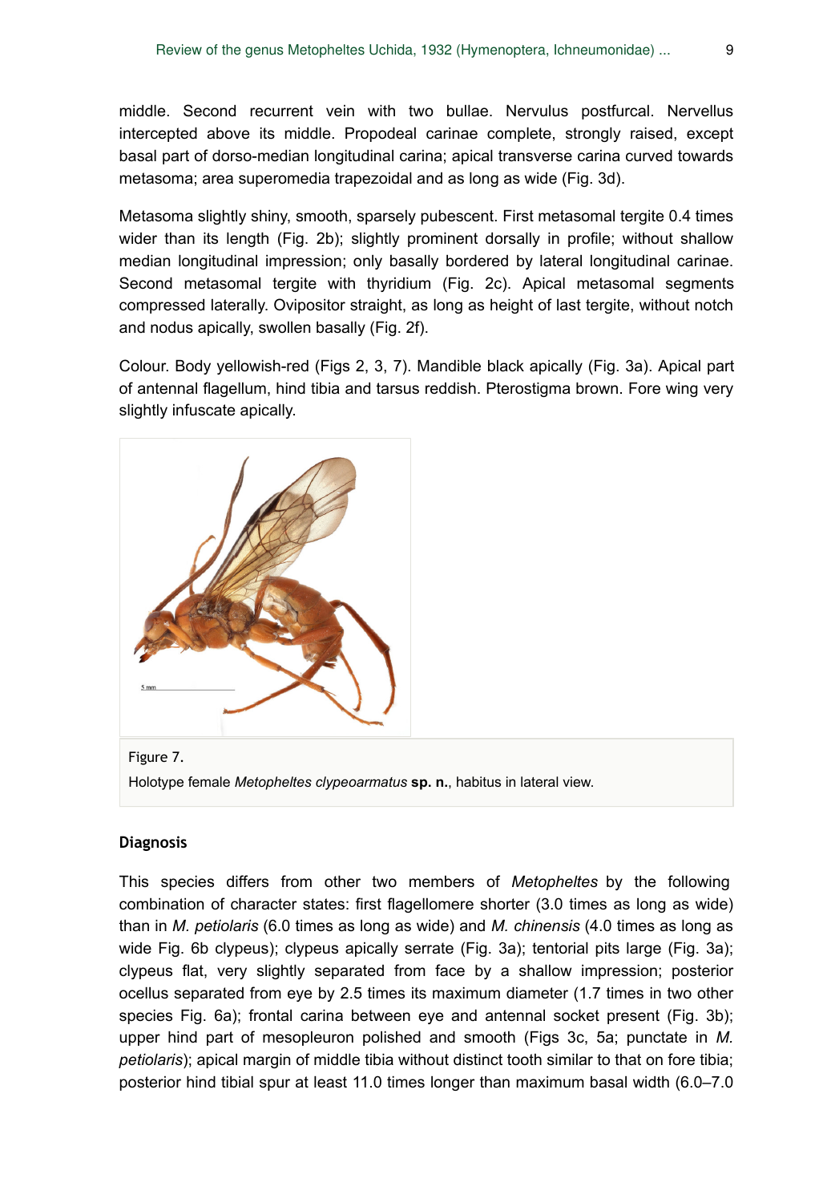middle. Second recurrent vein with two bullae. Nervulus postfurcal. Nervellus intercepted above its middle. Propodeal carinae complete, strongly raised, except basal part of dorso-median longitudinal carina; apical transverse carina curved towards metasoma; area superomedia trapezoidal and as long as wide (Fig. 3d).

Metasoma slightly shiny, smooth, sparsely pubescent. First metasomal tergite 0.4 times wider than its length (Fig. 2b); slightly prominent dorsally in profile; without shallow median longitudinal impression; only basally bordered by lateral longitudinal carinae. Second metasomal tergite with thyridium (Fig. 2c). Apical metasomal segments compressed laterally. Ovipositor straight, as long as height of last tergite, without notch and nodus apically, swollen basally (Fig. 2f).

Colour. Body yellowish-red (Figs 2, 3, 7). Mandible black apically (Fig. 3a). Apical part of antennal flagellum, hind tibia and tarsus reddish. Pterostigma brown. Fore wing very slightly infuscate apically.

Figure 7.

Holotype female *Metopheltes clypeoarmatus* **sp. n.**, habitus in lateral view.

### Diagnosis

This species differs from other two members of *Metopheltes* by the following combination of character states: first flagellomere shorter (3.0 times as long as wide) than in *M. petiolaris* (6.0 times as long as wide) and *M. chinensis* (4.0 times as long as wide Fig. 6b clypeus); clypeus apically serrate (Fig. 3a); tentorial pits large (Fig. 3a); clypeus flat, very slightly separated from face by a shallow impression; posterior ocellus separated from eye by 2.5 times its maximum diameter (1.7 times in two other species Fig. 6a); frontal carina between eye and antennal socket present (Fig. 3b); upper hind part of mesopleuron polished and smooth (Figs 3c, 5a; punctate in *M. petiolaris*); apical margin of middle tibia without distinct tooth similar to that on fore tibia; posterior hind tibial spur at least 11.0 times longer than maximum basal width (6.0–7.0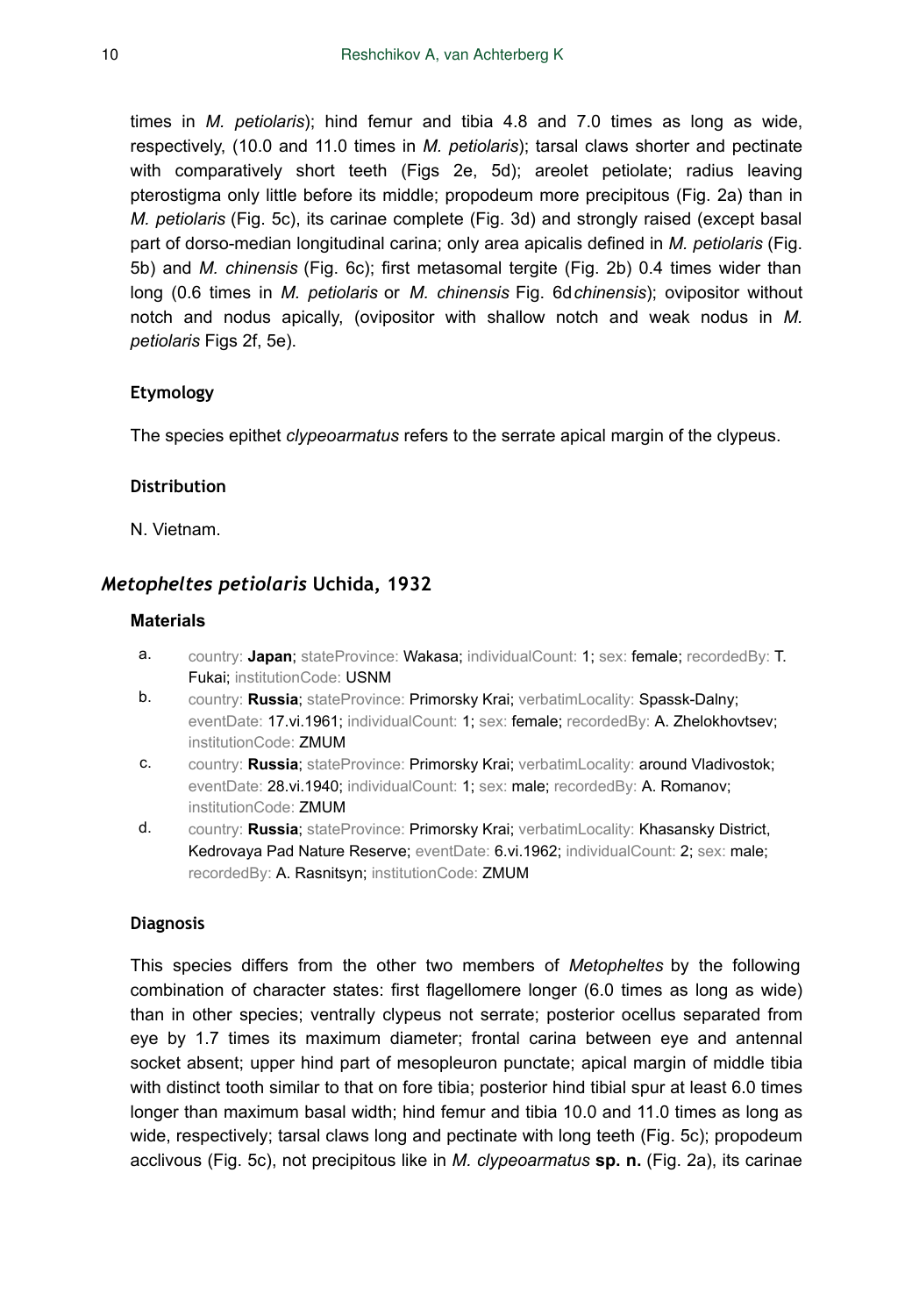times in *M. petiolaris*); hind femur and tibia 4.8 and 7.0 times as long as wide, respectively, (10.0 and 11.0 times in *M. petiolaris*); tarsal claws shorter and pectinate with comparatively short teeth (Figs 2e, 5d); areolet petiolate; radius leaving pterostigma only little before its middle; propodeum more precipitous (Fig. 2a) than in *M. petiolaris* (Fig. 5c), its carinae complete (Fig. 3d) and strongly raised (except basal part of dorso-median longitudinal carina; only area apicalis defined in *M. petiolaris* (Fig. 5b) and *M. chinensis* (Fig. 6c); first metasomal tergite (Fig. 2b) 0.4 times wider than long (0.6 times in *M. petiolaris* or *M. chinensis* Fig. 6d*chinensis*); ovipositor without notch and nodus apically, (ovipositor with shallow notch and weak nodus in *M. petiolaris* Figs 2f, 5e).

### Etymology

The species epithet *clypeoarmatus* refers to the serrate apical margin of the clypeus.

### Distribution

N. Vietnam.

## *Metopheltes petiolaris* Uchida, 1932

### Materials

a. country: **Japan**; stateProvince: Wakasa; individualCount: 1; sex: female; recordedBy: T. Fukai; institutionCode: USNM
b. country: **Russia**; stateProvince: Primorsky Krai; verbatimLocality: Spassk-Dalny; eventDate: 17.vi.1961; individualCount: 1; sex: female; recordedBy: A. Zhelokhovtsev; institutionCode: ZMUM
c. country: **Russia**; stateProvince: Primorsky Krai; verbatimLocality: around Vladivostok; eventDate: 28.vi.1940; individualCount: 1; sex: male; recordedBy: A. Romanov; institutionCode: ZMUM
d. country: **Russia**; stateProvince: Primorsky Krai; verbatimLocality: Khasansky District, Kedrovaya Pad Nature Reserve; eventDate: 6.vi.1962; individualCount: 2; sex: male; recordedBy: A. Rasnitsyn; institutionCode: ZMUM

### Diagnosis

This species differs from the other two members of *Metopheltes* by the following combination of character states: first flagellomere longer (6.0 times as long as wide) than in other species; ventrally clypeus not serrate; posterior ocellus separated from eye by 1.7 times its maximum diameter; frontal carina between eye and antennal socket absent; upper hind part of mesopleuron punctate; apical margin of middle tibia with distinct tooth similar to that on fore tibia; posterior hind tibial spur at least 6.0 times longer than maximum basal width; hind femur and tibia 10.0 and 11.0 times as long as wide, respectively; tarsal claws long and pectinate with long teeth (Fig. 5c); propodeum acclivous (Fig. 5c), not precipitous like in *M. clypeoarmatus* **sp. n.** (Fig. 2a), its carinae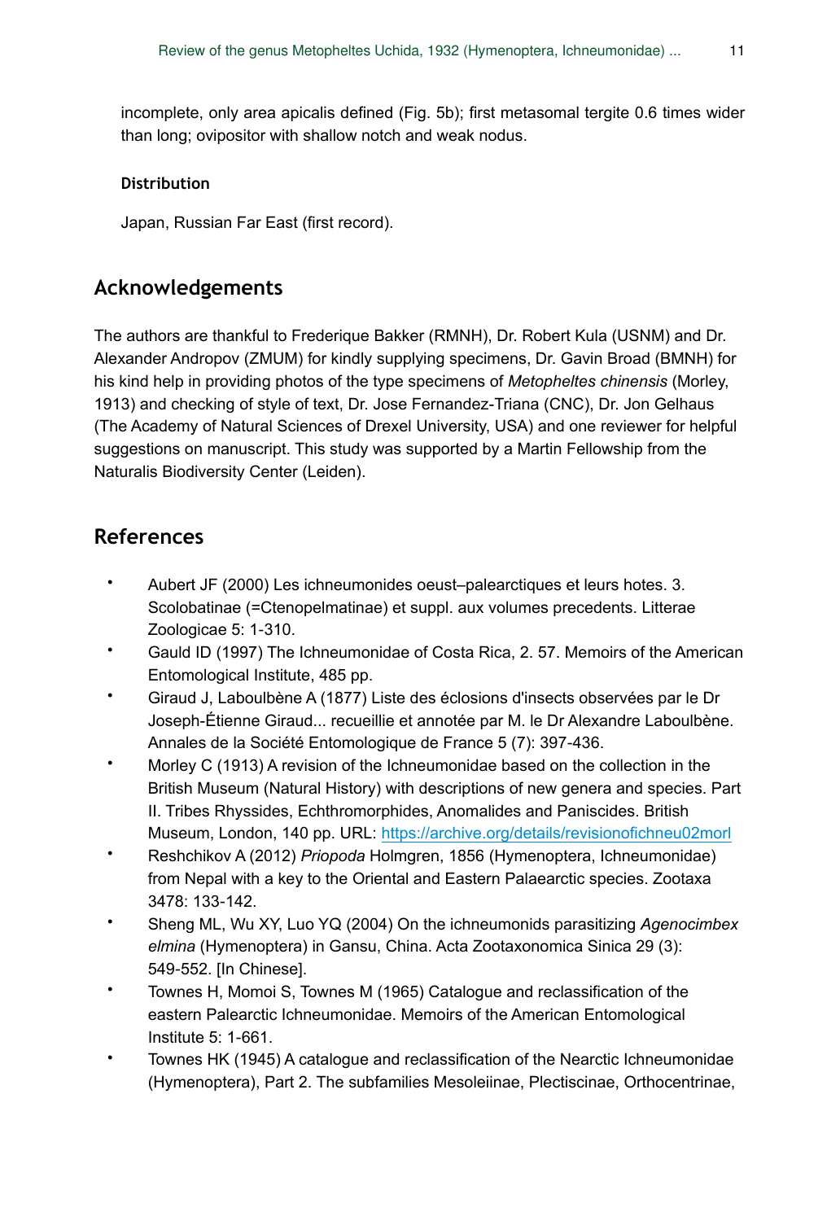incomplete, only area apicalis defined (Fig. 5b); first metasomal tergite 0.6 times wider than long; ovipositor with shallow notch and weak nodus.

#### Distribution

Japan, Russian Far East (first record).

## Acknowledgements

The authors are thankful to Frederique Bakker (RMNH), Dr. Robert Kula (USNM) and Dr. Alexander Andropov (ZMUM) for kindly supplying specimens, Dr. Gavin Broad (BMNH) for his kind help in providing photos of the type specimens of *Metopheltes chinensis* (Morley, 1913) and checking of style of text, Dr. Jose Fernandez-Triana (CNC), Dr. Jon Gelhaus (The Academy of Natural Sciences of Drexel University, USA) and one reviewer for helpful suggestions on manuscript. This study was supported by a Martin Fellowship from the Naturalis Biodiversity Center (Leiden).

## References

- Aubert JF (2000) Les ichneumonides oeust–palearctiques et leurs hotes. 3. Scolobatinae (=Ctenopelmatinae) et suppl. aux volumes precedents. Litterae Zoologicae 5: 1-310.
- Gauld ID (1997) The Ichneumonidae of Costa Rica, 2. 57. Memoirs of the American Entomological Institute, 485 pp.
- Giraud J, Laboulbène A (1877) Liste des éclosions d'insects observées par le Dr Joseph-Étienne Giraud... recueillie et annotée par M. le Dr Alexandre Laboulbène. Annales de la Société Entomologique de France 5 (7): 397-436.
- Morley C (1913) A revision of the Ichneumonidae based on the collection in the British Museum (Natural History) with descriptions of new genera and species. Part II. Tribes Rhyssides, Echthromorphides, Anomalides and Paniscides. British Museum, London, 140 pp. URL: https://archive.org/details/revisionofichneu02morl
- Reshchikov A (2012) *Priopoda* Holmgren, 1856 (Hymenoptera, Ichneumonidae) from Nepal with a key to the Oriental and Eastern Palaearctic species. Zootaxa 3478: 133-142.
- Sheng ML, Wu XY, Luo YQ (2004) On the ichneumonids parasitizing *Agenocimbex elmina* (Hymenoptera) in Gansu, China. Acta Zootaxonomica Sinica 29 (3): 549-552. [In Chinese].
- Townes H, Momoi S, Townes M (1965) Catalogue and reclassification of the eastern Palearctic Ichneumonidae. Memoirs of the American Entomological Institute 5: 1-661.
- Townes HK (1945) A catalogue and reclassification of the Nearctic Ichneumonidae (Hymenoptera), Part 2. The subfamilies Mesoleiinae, Plectiscinae, Orthocentrinae,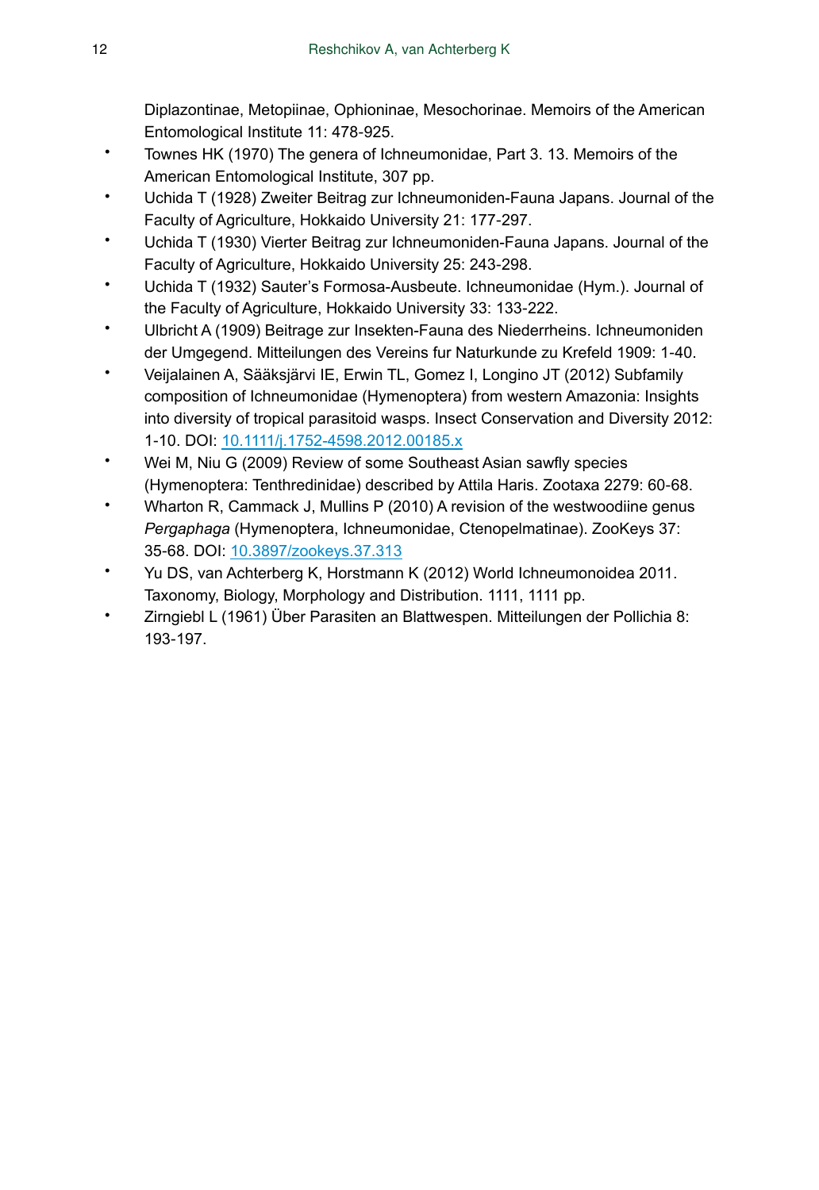Diplazontinae, Metopiinae, Ophioninae, Mesochorinae. Memoirs of the American Entomological Institute 11: 478-925.

- Townes HK (1970) The genera of Ichneumonidae, Part 3. 13. Memoirs of the American Entomological Institute, 307 pp.
- Uchida T (1928) Zweiter Beitrag zur Ichneumoniden-Fauna Japans. Journal of the Faculty of Agriculture, Hokkaido University 21: 177-297.
- Uchida T (1930) Vierter Beitrag zur Ichneumoniden-Fauna Japans. Journal of the Faculty of Agriculture, Hokkaido University 25: 243-298.
- Uchida T (1932) Sauter's Formosa-Ausbeute. Ichneumonidae (Hym.). Journal of the Faculty of Agriculture, Hokkaido University 33: 133-222.
- Ulbricht A (1909) Beitrage zur Insekten-Fauna des Niederrheins. Ichneumoniden der Umgegend. Mitteilungen des Vereins fur Naturkunde zu Krefeld 1909: 1-40.
- Veijalainen A, Sääksjärvi IE, Erwin TL, Gomez I, Longino JT (2012) Subfamily composition of Ichneumonidae (Hymenoptera) from western Amazonia: Insights into diversity of tropical parasitoid wasps. Insect Conservation and Diversity 2012: 1-10. DOI: 10.1111/j.1752-4598.2012.00185.x
- Wei M, Niu G (2009) Review of some Southeast Asian sawfly species (Hymenoptera: Tenthredinidae) described by Attila Haris. Zootaxa 2279: 60-68.
- Wharton R, Cammack J, Mullins P (2010) A revision of the westwoodiine genus *Pergaphaga* (Hymenoptera, Ichneumonidae, Ctenopelmatinae). ZooKeys 37: 35-68. DOI: 10.3897/zookeys.37.313
- Yu DS, van Achterberg K, Horstmann K (2012) World Ichneumonoidea 2011. Taxonomy, Biology, Morphology and Distribution. 1111, 1111 pp.
- Zirngiebl L (1961) Über Parasiten an Blattwespen. Mitteilungen der Pollichia 8: 193-197.